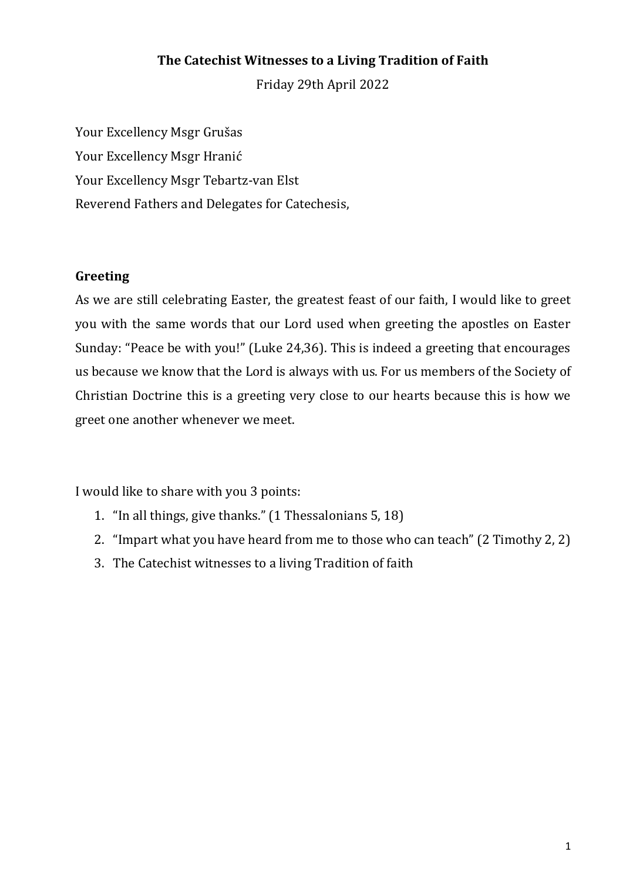**The Catechist Witnesses to a Living Tradition of Faith**

Friday 29th April 2022

Your Excellency Msgr Grušas
Your Excellency Msgr Hranić
Your Excellency Msgr Tebartz-van Elst
Reverend Fathers and Delegates for Catechesis,

## Greeting

As we are still celebrating Easter, the greatest feast of our faith, I would like to greet you with the same words that our Lord used when greeting the apostles on Easter Sunday: "Peace be with you!" (Luke 24,36). This is indeed a greeting that encourages us because we know that the Lord is always with us. For us members of the Society of Christian Doctrine this is a greeting very close to our hearts because this is how we greet one another whenever we meet.

I would like to share with you 3 points:

1. "In all things, give thanks." (1 Thessalonians 5, 18)
2. "Impart what you have heard from me to those who can teach" (2 Timothy 2, 2)
3. The Catechist witnesses to a living Tradition of faith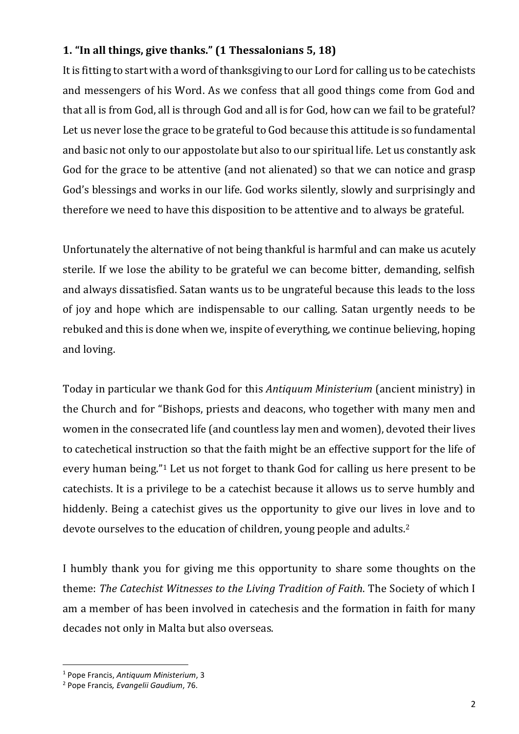## 1. "In all things, give thanks." (1 Thessalonians 5, 18)

It is fitting to start with a word of thanksgiving to our Lord for calling us to be catechists and messengers of his Word. As we confess that all good things come from God and that all is from God, all is through God and all is for God, how can we fail to be grateful? Let us never lose the grace to be grateful to God because this attitude is so fundamental and basic not only to our appostolate but also to our spiritual life. Let us constantly ask God for the grace to be attentive (and not alienated) so that we can notice and grasp God's blessings and works in our life. God works silently, slowly and surprisingly and therefore we need to have this disposition to be attentive and to always be grateful.

Unfortunately the alternative of not being thankful is harmful and can make us acutely sterile. If we lose the ability to be grateful we can become bitter, demanding, selfish and always dissatisfied. Satan wants us to be ungrateful because this leads to the loss of joy and hope which are indispensable to our calling. Satan urgently needs to be rebuked and this is done when we, inspite of everything, we continue believing, hoping and loving.

Today in particular we thank God for this *Antiquum Ministerium* (ancient ministry) in the Church and for "Bishops, priests and deacons, who together with many men and women in the consecrated life (and countless lay men and women), devoted their lives to catechetical instruction so that the faith might be an effective support for the life of every human being."[1] Let us not forget to thank God for calling us here present to be catechists. It is a privilege to be a catechist because it allows us to serve humbly and hiddenly. Being a catechist gives us the opportunity to give our lives in love and to devote ourselves to the education of children, young people and adults.[2]

I humbly thank you for giving me this opportunity to share some thoughts on the theme: *The Catechist Witnesses to the Living Tradition of Faith*. The Society of which I am a member of has been involved in catechesis and the formation in faith for many decades not only in Malta but also overseas.

---

[1] Pope Francis, *Antiquum Ministerium*, 3

[2] Pope Francis*, Evangelii Gaudium*, 76.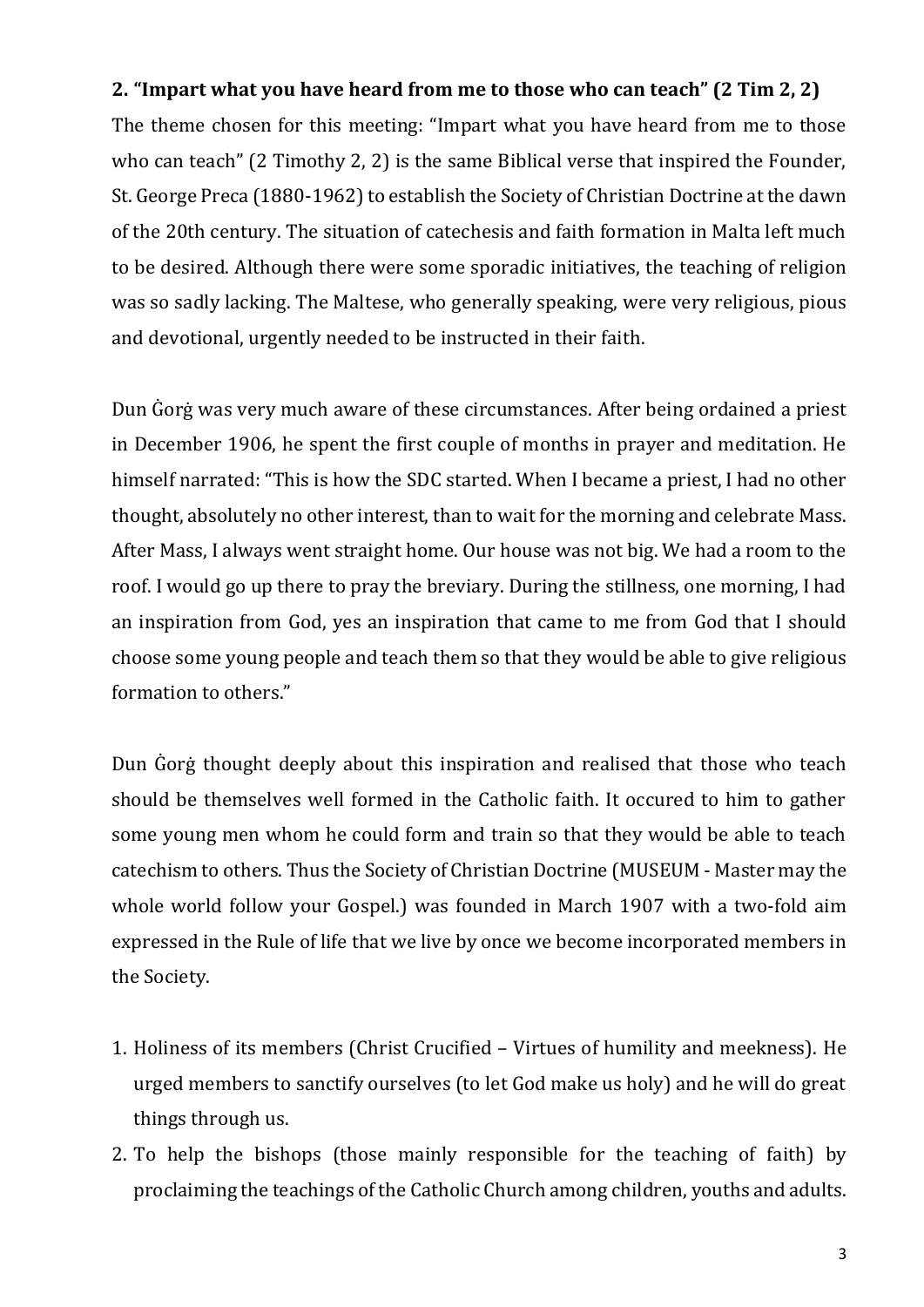## 2. "Impart what you have heard from me to those who can teach" (2 Tim 2, 2)

The theme chosen for this meeting: "Impart what you have heard from me to those who can teach" (2 Timothy 2, 2) is the same Biblical verse that inspired the Founder, St. George Preca (1880-1962) to establish the Society of Christian Doctrine at the dawn of the 20th century. The situation of catechesis and faith formation in Malta left much to be desired. Although there were some sporadic initiatives, the teaching of religion was so sadly lacking. The Maltese, who generally speaking, were very religious, pious and devotional, urgently needed to be instructed in their faith.

Dun Ġorġ was very much aware of these circumstances. After being ordained a priest in December 1906, he spent the first couple of months in prayer and meditation. He himself narrated: "This is how the SDC started. When I became a priest, I had no other thought, absolutely no other interest, than to wait for the morning and celebrate Mass. After Mass, I always went straight home. Our house was not big. We had a room to the roof. I would go up there to pray the breviary. During the stillness, one morning, I had an inspiration from God, yes an inspiration that came to me from God that I should choose some young people and teach them so that they would be able to give religious formation to others."

Dun Ġorġ thought deeply about this inspiration and realised that those who teach should be themselves well formed in the Catholic faith. It occured to him to gather some young men whom he could form and train so that they would be able to teach catechism to others. Thus the Society of Christian Doctrine (MUSEUM - Master may the whole world follow your Gospel.) was founded in March 1907 with a two-fold aim expressed in the Rule of life that we live by once we become incorporated members in the Society.

1. Holiness of its members (Christ Crucified – Virtues of humility and meekness). He urged members to sanctify ourselves (to let God make us holy) and he will do great things through us.
2. To help the bishops (those mainly responsible for the teaching of faith) by proclaiming the teachings of the Catholic Church among children, youths and adults.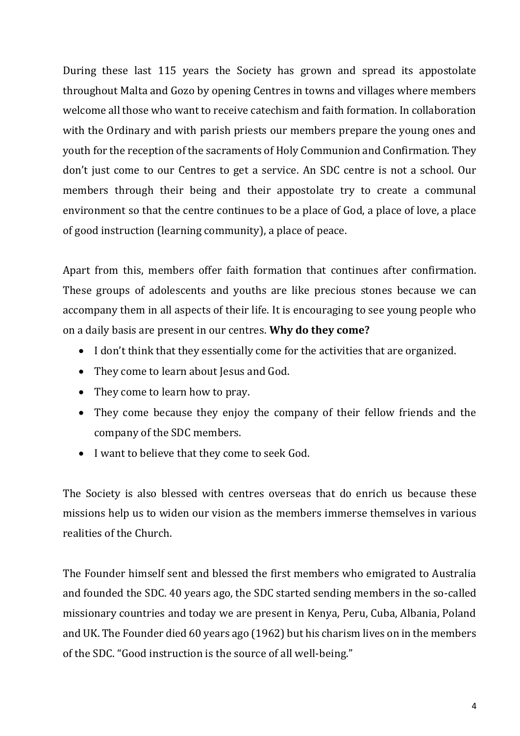During these last 115 years the Society has grown and spread its appostolate throughout Malta and Gozo by opening Centres in towns and villages where members welcome all those who want to receive catechism and faith formation. In collaboration with the Ordinary and with parish priests our members prepare the young ones and youth for the reception of the sacraments of Holy Communion and Confirmation. They don't just come to our Centres to get a service. An SDC centre is not a school. Our members through their being and their appostolate try to create a communal environment so that the centre continues to be a place of God, a place of love, a place of good instruction (learning community), a place of peace.

Apart from this, members offer faith formation that continues after confirmation. These groups of adolescents and youths are like precious stones because we can accompany them in all aspects of their life. It is encouraging to see young people who on a daily basis are present in our centres. **Why do they come?**

- I don't think that they essentially come for the activities that are organized.
- They come to learn about Jesus and God.
- They come to learn how to pray.
- They come because they enjoy the company of their fellow friends and the company of the SDC members.
- I want to believe that they come to seek God.

The Society is also blessed with centres overseas that do enrich us because these missions help us to widen our vision as the members immerse themselves in various realities of the Church.

The Founder himself sent and blessed the first members who emigrated to Australia and founded the SDC. 40 years ago, the SDC started sending members in the so-called missionary countries and today we are present in Kenya, Peru, Cuba, Albania, Poland and UK. The Founder died 60 years ago (1962) but his charism lives on in the members of the SDC. "Good instruction is the source of all well-being."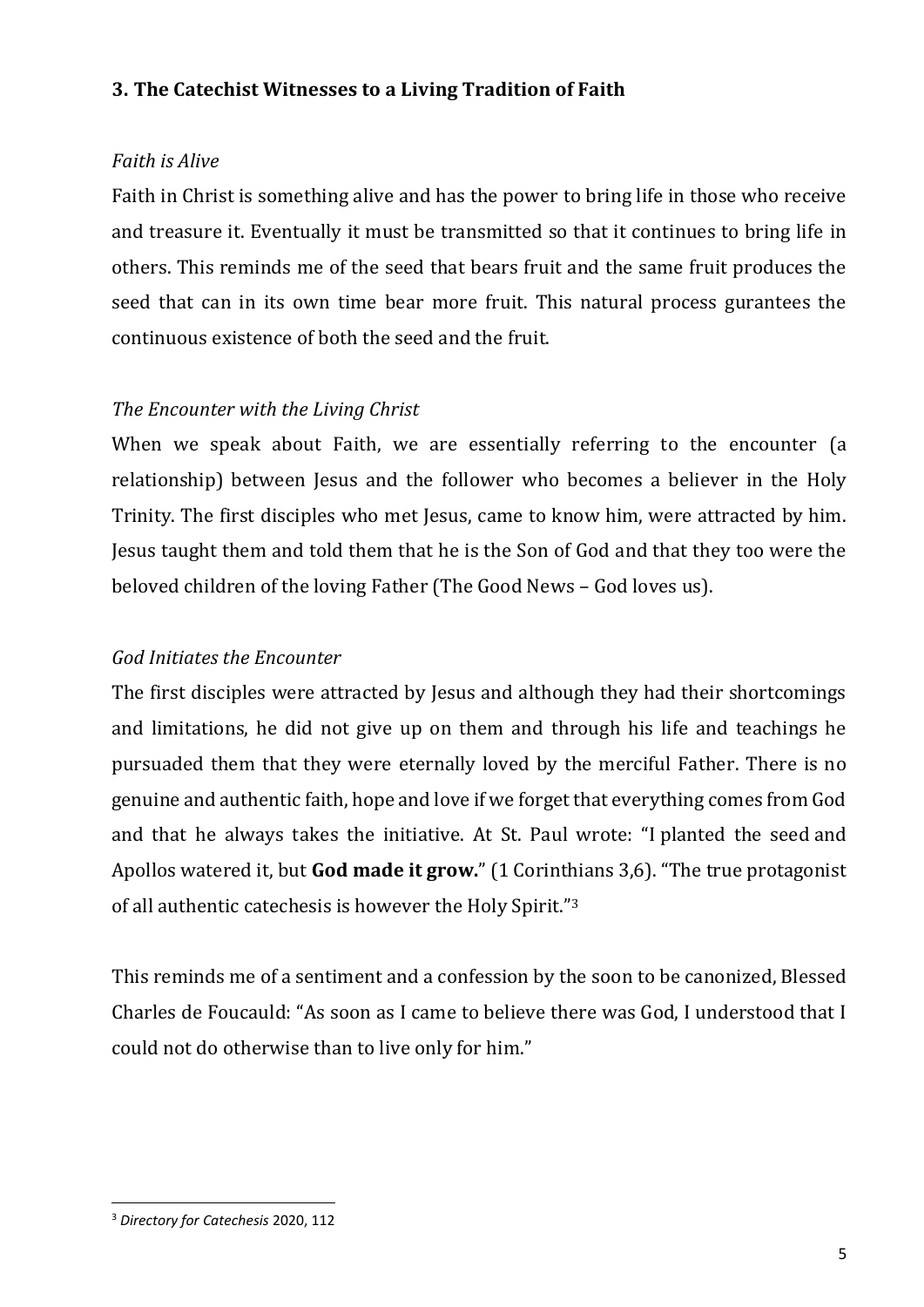## 3. The Catechist Witnesses to a Living Tradition of Faith

*Faith is Alive*

Faith in Christ is something alive and has the power to bring life in those who receive and treasure it. Eventually it must be transmitted so that it continues to bring life in others. This reminds me of the seed that bears fruit and the same fruit produces the seed that can in its own time bear more fruit. This natural process gurantees the continuous existence of both the seed and the fruit.

*The Encounter with the Living Christ*

When we speak about Faith, we are essentially referring to the encounter (a relationship) between Jesus and the follower who becomes a believer in the Holy Trinity. The first disciples who met Jesus, came to know him, were attracted by him. Jesus taught them and told them that he is the Son of God and that they too were the beloved children of the loving Father (The Good News – God loves us).

*God Initiates the Encounter*

The first disciples were attracted by Jesus and although they had their shortcomings and limitations, he did not give up on them and through his life and teachings he pursuaded them that they were eternally loved by the merciful Father. There is no genuine and authentic faith, hope and love if we forget that everything comes from God and that he always takes the initiative. At St. Paul wrote: "I planted the seed and Apollos watered it, but **God made it grow.**" (1 Corinthians 3,6). "The true protagonist of all authentic catechesis is however the Holy Spirit."[3]

This reminds me of a sentiment and a confession by the soon to be canonized, Blessed Charles de Foucauld: "As soon as I came to believe there was God, I understood that I could not do otherwise than to live only for him."

---

[3] *Directory for Catechesis* 2020, 112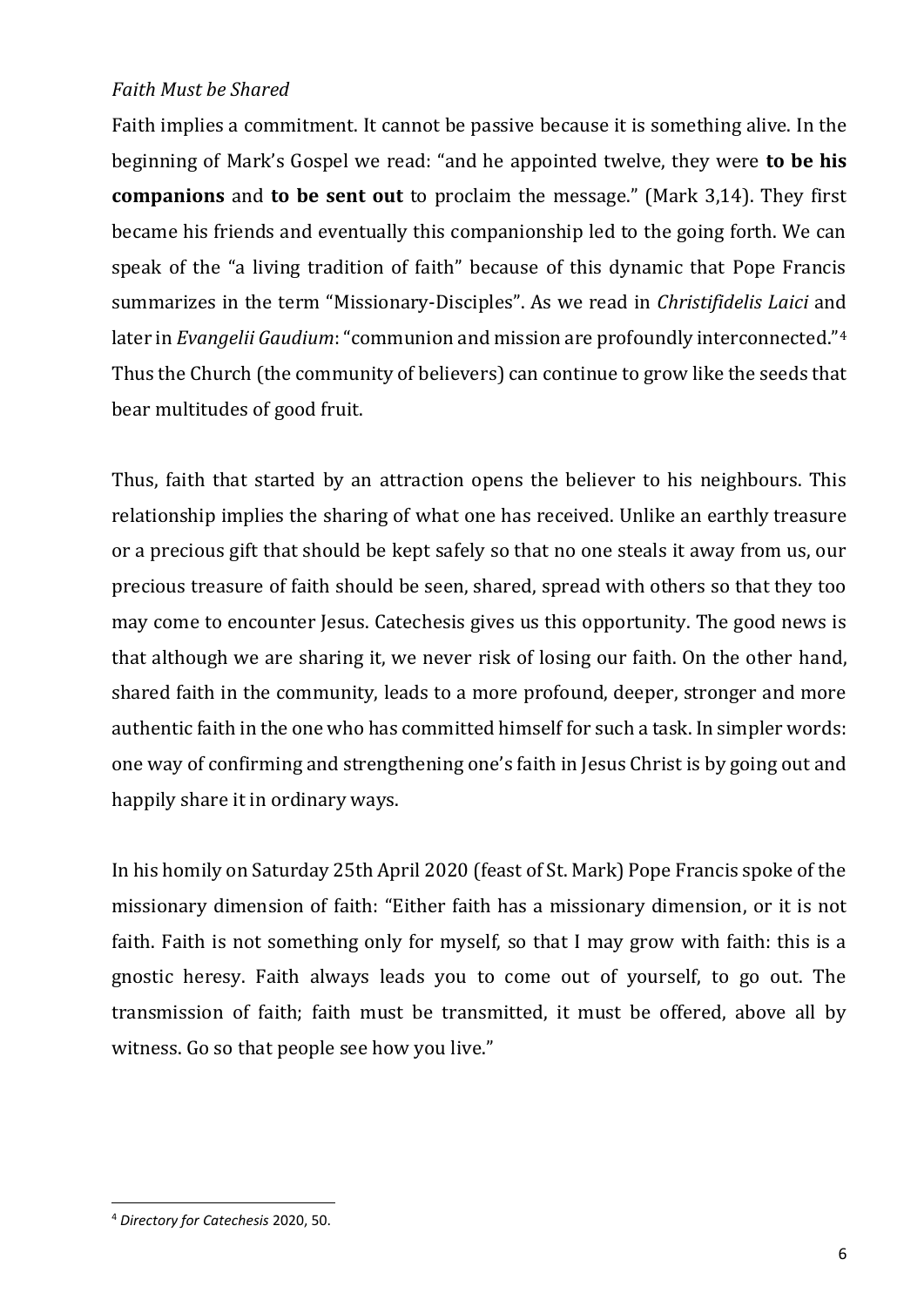*Faith Must be Shared*

Faith implies a commitment. It cannot be passive because it is something alive. In the beginning of Mark's Gospel we read: "and he appointed twelve, they were **to be his companions** and **to be sent out** to proclaim the message." (Mark 3,14). They first became his friends and eventually this companionship led to the going forth. We can speak of the "a living tradition of faith" because of this dynamic that Pope Francis summarizes in the term "Missionary-Disciples". As we read in *Christifidelis Laici* and later in *Evangelii Gaudium*: "communion and mission are profoundly interconnected."[4] Thus the Church (the community of believers) can continue to grow like the seeds that bear multitudes of good fruit.

Thus, faith that started by an attraction opens the believer to his neighbours. This relationship implies the sharing of what one has received. Unlike an earthly treasure or a precious gift that should be kept safely so that no one steals it away from us, our precious treasure of faith should be seen, shared, spread with others so that they too may come to encounter Jesus. Catechesis gives us this opportunity. The good news is that although we are sharing it, we never risk of losing our faith. On the other hand, shared faith in the community, leads to a more profound, deeper, stronger and more authentic faith in the one who has committed himself for such a task. In simpler words: one way of confirming and strengthening one's faith in Jesus Christ is by going out and happily share it in ordinary ways.

In his homily on Saturday 25th April 2020 (feast of St. Mark) Pope Francis spoke of the missionary dimension of faith: "Either faith has a missionary dimension, or it is not faith. Faith is not something only for myself, so that I may grow with faith: this is a gnostic heresy. Faith always leads you to come out of yourself, to go out. The transmission of faith; faith must be transmitted, it must be offered, above all by witness. Go so that people see how you live."

---

[4] *Directory for Catechesis* 2020, 50.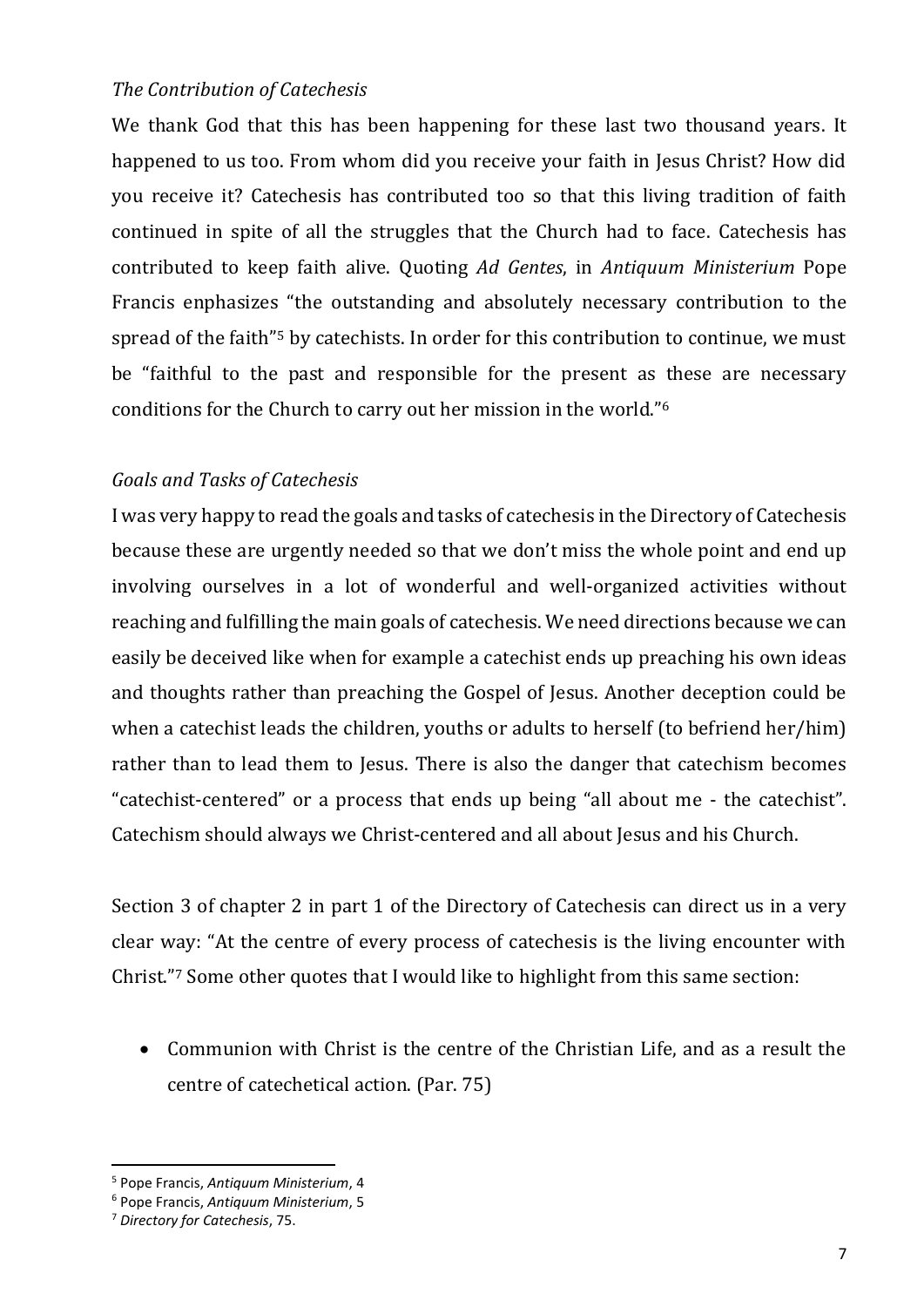*The Contribution of Catechesis*

We thank God that this has been happening for these last two thousand years. It happened to us too. From whom did you receive your faith in Jesus Christ? How did you receive it? Catechesis has contributed too so that this living tradition of faith continued in spite of all the struggles that the Church had to face. Catechesis has contributed to keep faith alive. Quoting *Ad Gentes*, in *Antiquum Ministerium* Pope Francis enphasizes "the outstanding and absolutely necessary contribution to the spread of the faith"[5] by catechists. In order for this contribution to continue, we must be "faithful to the past and responsible for the present as these are necessary conditions for the Church to carry out her mission in the world."[6]

*Goals and Tasks of Catechesis*

I was very happy to read the goals and tasks of catechesis in the Directory of Catechesis because these are urgently needed so that we don't miss the whole point and end up involving ourselves in a lot of wonderful and well-organized activities without reaching and fulfilling the main goals of catechesis. We need directions because we can easily be deceived like when for example a catechist ends up preaching his own ideas and thoughts rather than preaching the Gospel of Jesus. Another deception could be when a catechist leads the children, youths or adults to herself (to befriend her/him) rather than to lead them to Jesus. There is also the danger that catechism becomes "catechist-centered" or a process that ends up being "all about me - the catechist". Catechism should always we Christ-centered and all about Jesus and his Church.

Section 3 of chapter 2 in part 1 of the Directory of Catechesis can direct us in a very clear way: "At the centre of every process of catechesis is the living encounter with Christ."[7] Some other quotes that I would like to highlight from this same section:

- Communion with Christ is the centre of the Christian Life, and as a result the centre of catechetical action. (Par. 75)

---

[5] Pope Francis, *Antiquum Ministerium*, 4

[6] Pope Francis, *Antiquum Ministerium*, 5

[7] *Directory for Catechesis*, 75.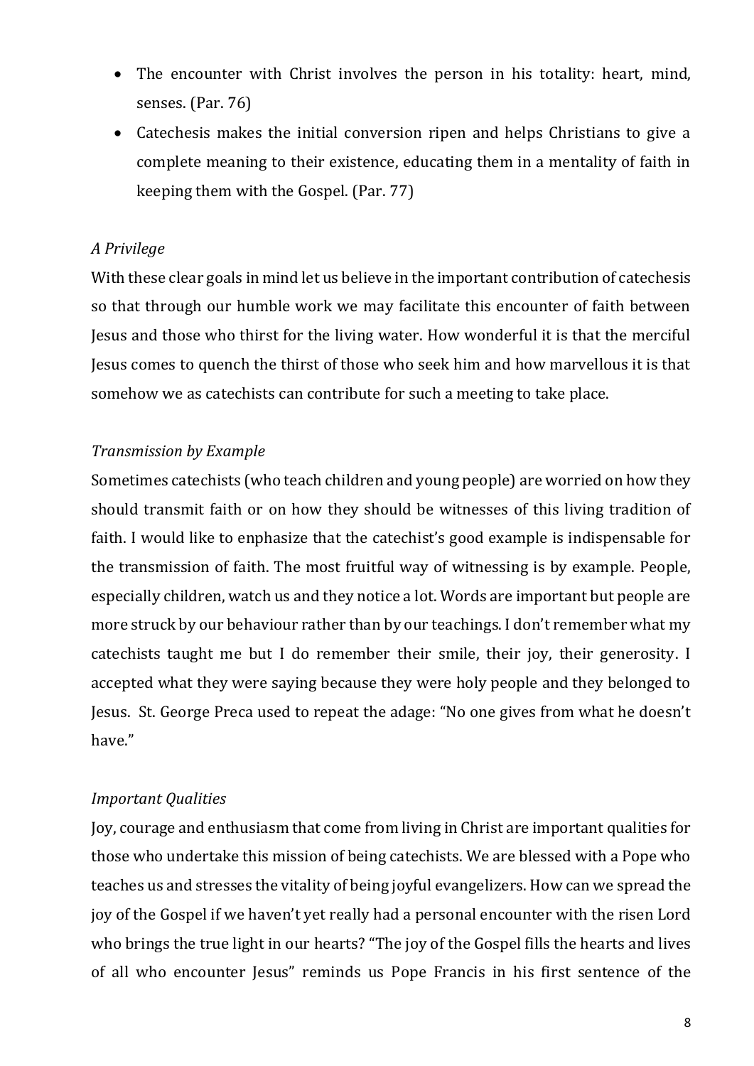- The encounter with Christ involves the person in his totality: heart, mind, senses. (Par. 76)
- Catechesis makes the initial conversion ripen and helps Christians to give a complete meaning to their existence, educating them in a mentality of faith in keeping them with the Gospel. (Par. 77)

*A Privilege*

With these clear goals in mind let us believe in the important contribution of catechesis so that through our humble work we may facilitate this encounter of faith between Jesus and those who thirst for the living water. How wonderful it is that the merciful Jesus comes to quench the thirst of those who seek him and how marvellous it is that somehow we as catechists can contribute for such a meeting to take place.

*Transmission by Example*

Sometimes catechists (who teach children and young people) are worried on how they should transmit faith or on how they should be witnesses of this living tradition of faith. I would like to enphasize that the catechist's good example is indispensable for the transmission of faith. The most fruitful way of witnessing is by example. People, especially children, watch us and they notice a lot. Words are important but people are more struck by our behaviour rather than by our teachings. I don't remember what my catechists taught me but I do remember their smile, their joy, their generosity. I accepted what they were saying because they were holy people and they belonged to Jesus. St. George Preca used to repeat the adage: "No one gives from what he doesn't have."

*Important Qualities*

Joy, courage and enthusiasm that come from living in Christ are important qualities for those who undertake this mission of being catechists. We are blessed with a Pope who teaches us and stresses the vitality of being joyful evangelizers. How can we spread the joy of the Gospel if we haven't yet really had a personal encounter with the risen Lord who brings the true light in our hearts? "The joy of the Gospel fills the hearts and lives of all who encounter Jesus" reminds us Pope Francis in his first sentence of the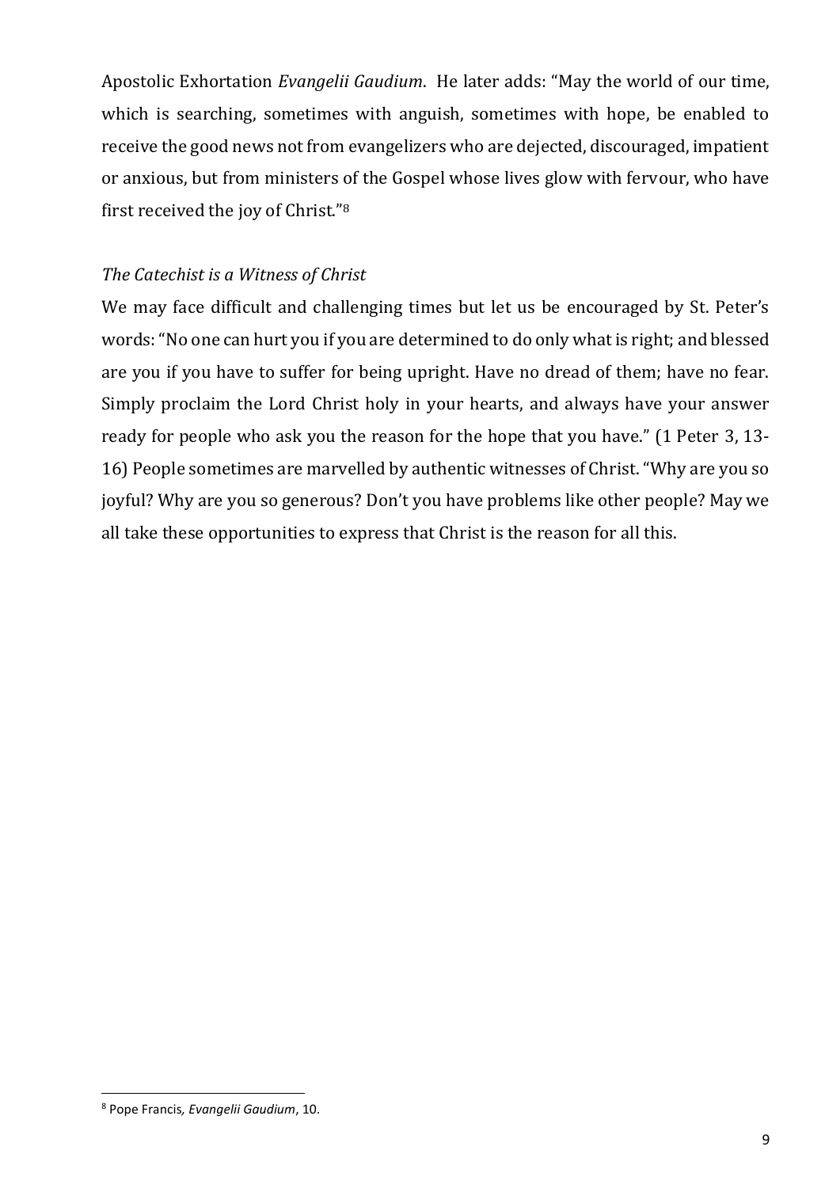Apostolic Exhortation *Evangelii Gaudium*. He later adds: "May the world of our time, which is searching, sometimes with anguish, sometimes with hope, be enabled to receive the good news not from evangelizers who are dejected, discouraged, impatient or anxious, but from ministers of the Gospel whose lives glow with fervour, who have first received the joy of Christ."[8]

*The Catechist is a Witness of Christ*

We may face difficult and challenging times but let us be encouraged by St. Peter's words: "No one can hurt you if you are determined to do only what is right; and blessed are you if you have to suffer for being upright. Have no dread of them; have no fear. Simply proclaim the Lord Christ holy in your hearts, and always have your answer ready for people who ask you the reason for the hope that you have." (1 Peter 3, 13-16) People sometimes are marvelled by authentic witnesses of Christ. "Why are you so joyful? Why are you so generous? Don't you have problems like other people? May we all take these opportunities to express that Christ is the reason for all this.

---

[8] Pope Francis*, Evangelii Gaudium*, 10.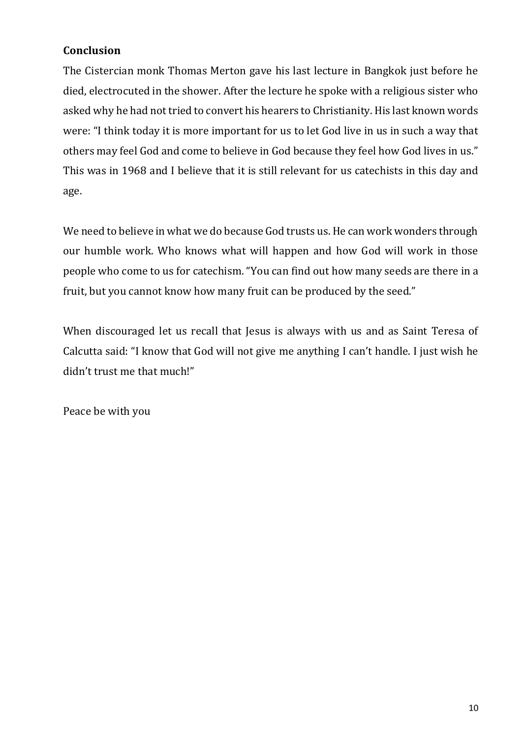## Conclusion

The Cistercian monk Thomas Merton gave his last lecture in Bangkok just before he died, electrocuted in the shower. After the lecture he spoke with a religious sister who asked why he had not tried to convert his hearers to Christianity. His last known words were: "I think today it is more important for us to let God live in us in such a way that others may feel God and come to believe in God because they feel how God lives in us." This was in 1968 and I believe that it is still relevant for us catechists in this day and age.

We need to believe in what we do because God trusts us. He can work wonders through our humble work. Who knows what will happen and how God will work in those people who come to us for catechism. "You can find out how many seeds are there in a fruit, but you cannot know how many fruit can be produced by the seed."

When discouraged let us recall that Jesus is always with us and as Saint Teresa of Calcutta said: "I know that God will not give me anything I can't handle. I just wish he didn't trust me that much!"

Peace be with you